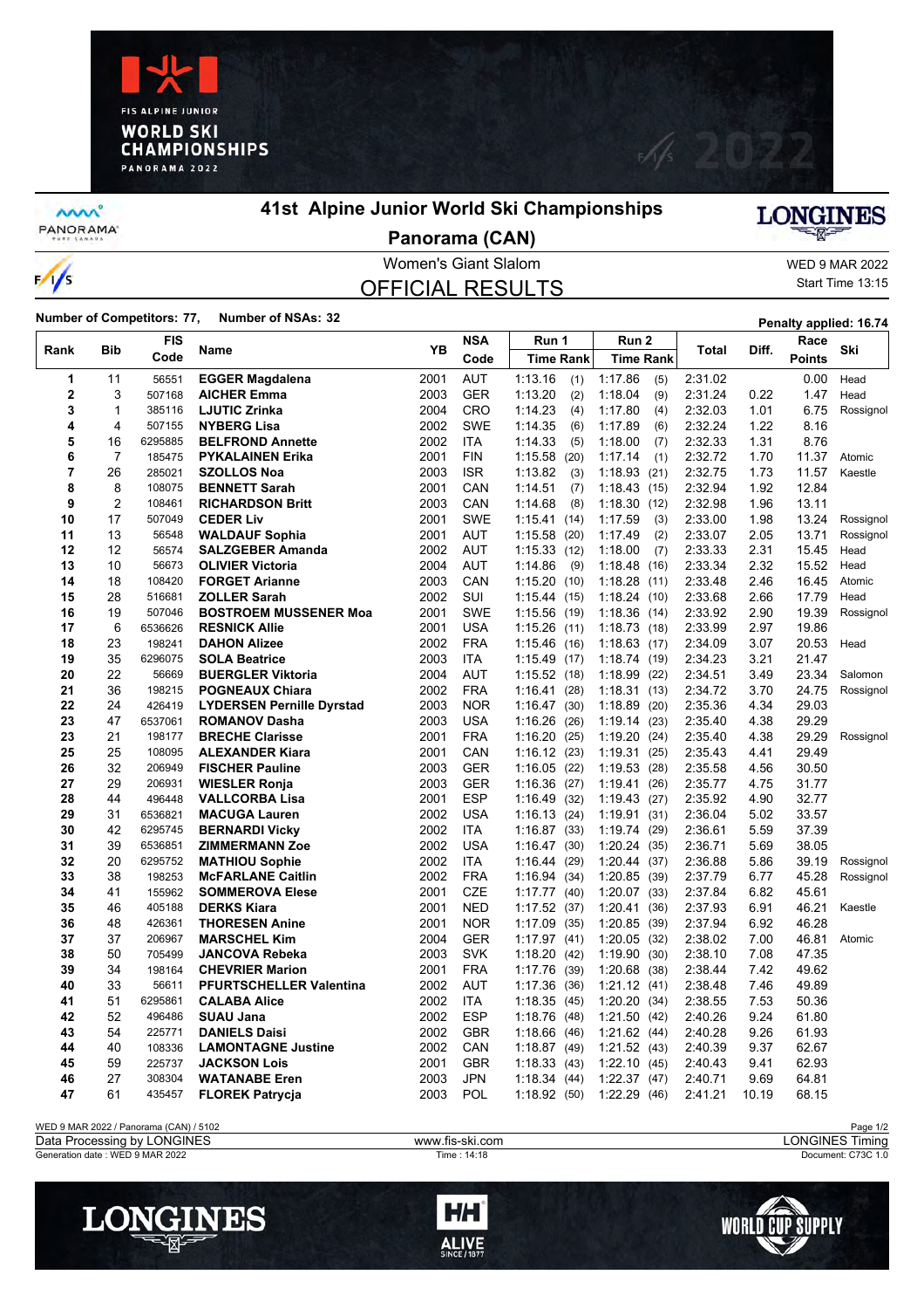# 41st Alpine Junior World Ski Championships

## Panorama (CAN)

Women's Giant Slalom

WED 9 MAR 2022

Start Time 13:15

## OFFICIAL RESULTS

**Number of Competitors: 77, Number of NSAs: 32**

**Penalty applied: 16.74**

| Rank | Bib | FIS Code | Name | YB | NSA Code | Run 1 Time | Run 1 Rank | Run 2 Time | Run 2 Rank | Total | Diff. | Race Points | Ski |
|---|---|---|---|---|---|---|---|---|---|---|---|---|---|
| 1 | 11 | 56551 | **EGGER Magdalena** | 2001 | AUT | 1:13.16 | (1) | 1:17.86 | (5) | 2:31.02 | | 0.00 | Head |
| 2 | 3 | 507168 | **AICHER Emma** | 2003 | GER | 1:13.20 | (2) | 1:18.04 | (9) | 2:31.24 | 0.22 | 1.47 | Head |
| 3 | 1 | 385116 | **LJUTIC Zrinka** | 2004 | CRO | 1:14.23 | (4) | 1:17.80 | (4) | 2:32.03 | 1.01 | 6.75 | Rossignol |
| 4 | 4 | 507155 | **NYBERG Lisa** | 2002 | SWE | 1:14.35 | (6) | 1:17.89 | (6) | 2:32.24 | 1.22 | 8.16 | |
| 5 | 16 | 6295885 | **BELFROND Annette** | 2002 | ITA | 1:14.33 | (5) | 1:18.00 | (7) | 2:32.33 | 1.31 | 8.76 | |
| 6 | 7 | 185475 | **PYKALAINEN Erika** | 2001 | FIN | 1:15.58 | (20) | 1:17.14 | (1) | 2:32.72 | 1.70 | 11.37 | Atomic |
| 7 | 26 | 285021 | **SZOLLOS Noa** | 2003 | ISR | 1:13.82 | (3) | 1:18.93 | (21) | 2:32.75 | 1.73 | 11.57 | Kaestle |
| 8 | 8 | 108075 | **BENNETT Sarah** | 2001 | CAN | 1:14.51 | (7) | 1:18.43 | (15) | 2:32.94 | 1.92 | 12.84 | |
| 9 | 2 | 108461 | **RICHARDSON Britt** | 2003 | CAN | 1:14.68 | (8) | 1:18.30 | (12) | 2:32.98 | 1.96 | 13.11 | |
| 10 | 17 | 507049 | **CEDER Liv** | 2001 | SWE | 1:15.41 | (14) | 1:17.59 | (3) | 2:33.00 | 1.98 | 13.24 | Rossignol |
| 11 | 13 | 56548 | **WALDAUF Sophia** | 2001 | AUT | 1:15.58 | (20) | 1:17.49 | (2) | 2:33.07 | 2.05 | 13.71 | Rossignol |
| 12 | 12 | 56574 | **SALZGEBER Amanda** | 2002 | AUT | 1:15.33 | (12) | 1:18.00 | (7) | 2:33.33 | 2.31 | 15.45 | Head |
| 13 | 10 | 56673 | **OLIVIER Victoria** | 2004 | AUT | 1:14.86 | (9) | 1:18.48 | (16) | 2:33.34 | 2.32 | 15.52 | Head |
| 14 | 18 | 108420 | **FORGET Arianne** | 2003 | CAN | 1:15.20 | (10) | 1:18.28 | (11) | 2:33.48 | 2.46 | 16.45 | Atomic |
| 15 | 28 | 516681 | **ZOLLER Sarah** | 2002 | SUI | 1:15.44 | (15) | 1:18.24 | (10) | 2:33.68 | 2.66 | 17.79 | Head |
| 16 | 19 | 507046 | **BOSTROEM MUSSENER Moa** | 2001 | SWE | 1:15.56 | (19) | 1:18.36 | (14) | 2:33.92 | 2.90 | 19.39 | Rossignol |
| 17 | 6 | 6536626 | **RESNICK Allie** | 2001 | USA | 1:15.26 | (11) | 1:18.73 | (18) | 2:33.99 | 2.97 | 19.86 | |
| 18 | 23 | 198241 | **DAHON Alizee** | 2002 | FRA | 1:15.46 | (16) | 1:18.63 | (17) | 2:34.09 | 3.07 | 20.53 | Head |
| 19 | 35 | 6296075 | **SOLA Beatrice** | 2003 | ITA | 1:15.49 | (17) | 1:18.74 | (19) | 2:34.23 | 3.21 | 21.47 | |
| 20 | 22 | 56669 | **BUERGLER Viktoria** | 2004 | AUT | 1:15.52 | (18) | 1:18.99 | (22) | 2:34.51 | 3.49 | 23.34 | Salomon |
| 21 | 36 | 198215 | **POGNEAUX Chiara** | 2002 | FRA | 1:16.41 | (28) | 1:18.31 | (13) | 2:34.72 | 3.70 | 24.75 | Rossignol |
| 22 | 24 | 426419 | **LYDERSEN Pernille Dyrstad** | 2003 | NOR | 1:16.47 | (30) | 1:18.89 | (20) | 2:35.36 | 4.34 | 29.03 | |
| 23 | 47 | 6537061 | **ROMANOV Dasha** | 2003 | USA | 1:16.26 | (26) | 1:19.14 | (23) | 2:35.40 | 4.38 | 29.29 | |
| 23 | 21 | 198177 | **BRECHE Clarisse** | 2001 | FRA | 1:16.20 | (25) | 1:19.20 | (24) | 2:35.40 | 4.38 | 29.29 | Rossignol |
| 25 | 25 | 108095 | **ALEXANDER Kiara** | 2001 | CAN | 1:16.12 | (23) | 1:19.31 | (25) | 2:35.43 | 4.41 | 29.49 | |
| 26 | 32 | 206949 | **FISCHER Pauline** | 2003 | GER | 1:16.05 | (22) | 1:19.53 | (28) | 2:35.58 | 4.56 | 30.50 | |
| 27 | 29 | 206931 | **WIESLER Ronja** | 2003 | GER | 1:16.36 | (27) | 1:19.41 | (26) | 2:35.77 | 4.75 | 31.77 | |
| 28 | 44 | 496448 | **VALLCORBA Lisa** | 2001 | ESP | 1:16.49 | (32) | 1:19.43 | (27) | 2:35.92 | 4.90 | 32.77 | |
| 29 | 31 | 6536821 | **MACUGA Lauren** | 2002 | USA | 1:16.13 | (24) | 1:19.91 | (31) | 2:36.04 | 5.02 | 33.57 | |
| 30 | 42 | 6295745 | **BERNARDI Vicky** | 2002 | ITA | 1:16.87 | (33) | 1:19.74 | (29) | 2:36.61 | 5.59 | 37.39 | |
| 31 | 39 | 6536851 | **ZIMMERMANN Zoe** | 2002 | USA | 1:16.47 | (30) | 1:20.24 | (35) | 2:36.71 | 5.69 | 38.05 | |
| 32 | 20 | 6295752 | **MATHIOU Sophie** | 2002 | ITA | 1:16.44 | (29) | 1:20.44 | (37) | 2:36.88 | 5.86 | 39.19 | Rossignol |
| 33 | 38 | 198253 | **McFARLANE Caitlin** | 2002 | FRA | 1:16.94 | (34) | 1:20.85 | (39) | 2:37.79 | 6.77 | 45.28 | Rossignol |
| 34 | 41 | 155962 | **SOMMEROVA Elese** | 2001 | CZE | 1:17.77 | (40) | 1:20.07 | (33) | 2:37.84 | 6.82 | 45.61 | |
| 35 | 46 | 405188 | **DERKS Kiara** | 2001 | NED | 1:17.52 | (37) | 1:20.41 | (36) | 2:37.93 | 6.91 | 46.21 | Kaestle |
| 36 | 48 | 426361 | **THORESEN Anine** | 2001 | NOR | 1:17.09 | (35) | 1:20.85 | (39) | 2:37.94 | 6.92 | 46.28 | |
| 37 | 37 | 206967 | **MARSCHEL Kim** | 2004 | GER | 1:17.97 | (41) | 1:20.05 | (32) | 2:38.02 | 7.00 | 46.81 | Atomic |
| 38 | 50 | 705499 | **JANCOVA Rebeka** | 2003 | SVK | 1:18.20 | (42) | 1:19.90 | (30) | 2:38.10 | 7.08 | 47.35 | |
| 39 | 34 | 198164 | **CHEVRIER Marion** | 2001 | FRA | 1:17.76 | (39) | 1:20.68 | (38) | 2:38.44 | 7.42 | 49.62 | |
| 40 | 33 | 56611 | **PFURTSCHELLER Valentina** | 2002 | AUT | 1:17.36 | (36) | 1:21.12 | (41) | 2:38.48 | 7.46 | 49.89 | |
| 41 | 51 | 6295861 | **CALABA Alice** | 2002 | ITA | 1:18.35 | (45) | 1:20.20 | (34) | 2:38.55 | 7.53 | 50.36 | |
| 42 | 52 | 496486 | **SUAU Jana** | 2002 | ESP | 1:18.76 | (48) | 1:21.50 | (42) | 2:40.26 | 9.24 | 61.80 | |
| 43 | 54 | 225771 | **DANIELS Daisi** | 2002 | GBR | 1:18.66 | (46) | 1:21.62 | (44) | 2:40.28 | 9.26 | 61.93 | |
| 44 | 40 | 108336 | **LAMONTAGNE Justine** | 2002 | CAN | 1:18.87 | (49) | 1:21.52 | (43) | 2:40.39 | 9.37 | 62.67 | |
| 45 | 59 | 225737 | **JACKSON Lois** | 2001 | GBR | 1:18.33 | (43) | 1:22.10 | (45) | 2:40.43 | 9.41 | 62.93 | |
| 46 | 27 | 308304 | **WATANABE Eren** | 2003 | JPN | 1:18.34 | (44) | 1:22.37 | (47) | 2:40.71 | 9.69 | 64.81 | |
| 47 | 61 | 435457 | **FLOREK Patrycja** | 2003 | POL | 1:18.92 | (50) | 1:22.29 | (46) | 2:41.21 | 10.19 | 68.15 | |

WED 9 MAR 2022 / Panorama (CAN) / 5102

Data Processing by LONGINES — www.fis-ski.com — LONGINES Timing

Generation date : WED 9 MAR 2022 — Time : 14:18 — Document: C73C 1.0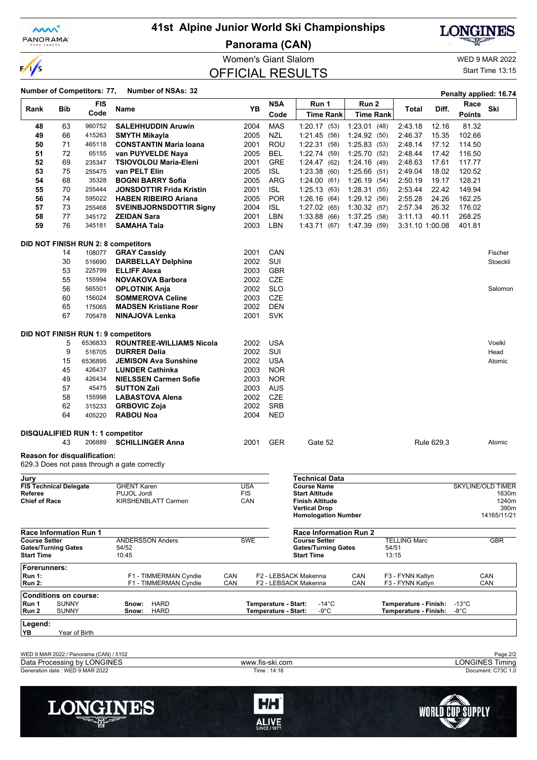# 41st Alpine Junior World Ski Championships

## Panorama (CAN)

Women's Giant Slalom

WED 9 MAR 2022

Start Time 13:15

## OFFICIAL RESULTS

**Number of Competitors: 77, Number of NSAs: 32**

**Penalty applied: 16.74**

| Rank | Bib | FIS Code | Name | YB | NSA Code | Run 1 Time | Run 1 Rank | Run 2 Time | Run 2 Rank | Total | Diff. | Race Points | Ski |
|---|---|---|---|---|---|---|---|---|---|---|---|---|---|
| 48 | 63 | 960752 | **SALEHHUDDIN Aruwin** | 2004 | MAS | 1:20.17 | (53) | 1:23.01 | (48) | 2:43.18 | 12.16 | 81.32 | |
| 49 | 66 | 415263 | **SMYTH Mikayla** | 2005 | NZL | 1:21.45 | (56) | 1:24.92 | (50) | 2:46.37 | 15.35 | 102.66 | |
| 50 | 71 | 465118 | **CONSTANTIN Maria Ioana** | 2001 | ROU | 1:22.31 | (58) | 1:25.83 | (53) | 2:48.14 | 17.12 | 114.50 | |
| 51 | 72 | 65155 | **van PUYVELDE Naya** | 2005 | BEL | 1:22.74 | (59) | 1:25.70 | (52) | 2:48.44 | 17.42 | 116.50 | |
| 52 | 69 | 235347 | **TSIOVOLOU Maria-Eleni** | 2001 | GRE | 1:24.47 | (62) | 1:24.16 | (49) | 2:48.63 | 17.61 | 117.77 | |
| 53 | 75 | 255475 | **van PELT Elin** | 2005 | ISL | 1:23.38 | (60) | 1:25.66 | (51) | 2:49.04 | 18.02 | 120.52 | |
| 54 | 68 | 35328 | **BOGNI BARRY Sofia** | 2005 | ARG | 1:24.00 | (61) | 1:26.19 | (54) | 2:50.19 | 19.17 | 128.21 | |
| 55 | 70 | 255444 | **JONSDOTTIR Frida Kristin** | 2001 | ISL | 1:25.13 | (63) | 1:28.31 | (55) | 2:53.44 | 22.42 | 149.94 | |
| 56 | 74 | 595022 | **HABEN RIBEIRO Ariana** | 2005 | POR | 1:26.16 | (64) | 1:29.12 | (56) | 2:55.28 | 24.26 | 162.25 | |
| 57 | 73 | 255468 | **SVEINBJORNSDOTTIR Signy** | 2004 | ISL | 1:27.02 | (65) | 1:30.32 | (57) | 2:57.34 | 26.32 | 176.02 | |
| 58 | 77 | 345172 | **ZEIDAN Sara** | 2001 | LBN | 1:33.88 | (66) | 1:37.25 | (58) | 3:11.13 | 40.11 | 268.25 | |
| 59 | 76 | 345181 | **SAMAHA Tala** | 2003 | LBN | 1:43.71 | (67) | 1:47.39 | (59) | 3:31.10 | 1:00.08 | 401.81 | |

### DID NOT FINISH RUN 2: 8 competitors

| Bib | FIS Code | Name | YB | NSA Code | Ski |
|---|---|---|---|---|---|
| 14 | 108077 | **GRAY Cassidy** | 2001 | CAN | Fischer |
| 30 | 516690 | **DARBELLAY Delphine** | 2002 | SUI | Stoeckli |
| 53 | 225799 | **ELLIFF Alexa** | 2003 | GBR | |
| 55 | 155994 | **NOVAKOVA Barbora** | 2002 | CZE | |
| 56 | 565501 | **OPLOTNIK Anja** | 2002 | SLO | Salomon |
| 60 | 156024 | **SOMMEROVA Celine** | 2003 | CZE | |
| 65 | 175065 | **MADSEN Kristiane Roer** | 2002 | DEN | |
| 67 | 705478 | **NINAJOVA Lenka** | 2001 | SVK | |

### DID NOT FINISH RUN 1: 9 competitors

| Bib | FIS Code | Name | YB | NSA Code | Ski |
|---|---|---|---|---|---|
| 5 | 6536833 | **ROUNTREE-WILLIAMS Nicola** | 2002 | USA | Voelkl |
| 9 | 516705 | **DURRER Delia** | 2002 | SUI | Head |
| 15 | 6536895 | **JEMISON Ava Sunshine** | 2002 | USA | Atomic |
| 45 | 426437 | **LUNDER Cathinka** | 2003 | NOR | |
| 49 | 426434 | **NIELSSEN Carmen Sofie** | 2003 | NOR | |
| 57 | 45475 | **SUTTON Zali** | 2003 | AUS | |
| 58 | 155998 | **LABASTOVA Alena** | 2002 | CZE | |
| 62 | 315233 | **GRBOVIC Zoja** | 2002 | SRB | |
| 64 | 405220 | **RABOU Noa** | 2004 | NED | |

### DISQUALIFIED RUN 1: 1 competitor

| Bib | FIS Code | Name | YB | NSA Code | Gate | Rule | Ski |
|---|---|---|---|---|---|---|---|
| 43 | 206889 | **SCHILLINGER Anna** | 2001 | GER | Gate 52 | Rule 629.3 | Atomic |

**Reason for disqualification:**
629.3 Does not pass through a gate correctly

### Jury

| | | |
|---|---|---|
| **FIS Technical Delegate** | GHENT Karen | USA |
| **Referee** | PUJOL Jordi | FIS |
| **Chief of Race** | KIRSHENBLATT Carmen | CAN |

### Technical Data

| | |
|---|---|
| **Course Name** | SKYLINE/OLD TIMER |
| **Start Altitude** | 1630m |
| **Finish Altitude** | 1240m |
| **Vertical Drop** | 390m |
| **Homologation Number** | 14165/11/21 |

### Race Information Run 1

| | | |
|---|---|---|
| **Course Setter** | ANDERSSON Anders | SWE |
| **Gates/Turning Gates** | 54/52 | |
| **Start Time** | 10:45 | |

### Race Information Run 2

| | | |
|---|---|---|
| **Course Setter** | TELLING Marc | GBR |
| **Gates/Turning Gates** | 54/51 | |
| **Start Time** | 13:15 | |

### Forerunners:

| | | | | | | |
|---|---|---|---|---|---|---|
| **Run 1:** | F1 - TIMMERMAN Cyndie | CAN | F2 - LEBSACK Makenna | CAN | F3 - FYNN Katlyn | CAN |
| **Run 2:** | F1 - TIMMERMAN Cyndie | CAN | F2 - LEBSACK Makenna | CAN | F3 - FYNN Katlyn | CAN |

### Conditions on course:

| | | | | |
|---|---|---|---|---|
| **Run 1** | SUNNY | Snow: HARD | Temperature - Start: -14°C | Temperature - Finish: -13°C |
| **Run 2** | SUNNY | Snow: HARD | Temperature - Start: -9°C | Temperature - Finish: -8°C |

### Legend:

**YB** Year of Birth

WED 9 MAR 2022 / Panorama (CAN) / 5102

Data Processing by LONGINES — www.fis-ski.com — LONGINES Timing

Generation date : WED 9 MAR 2022 — Time : 14:18 — Document: C73C 1.0